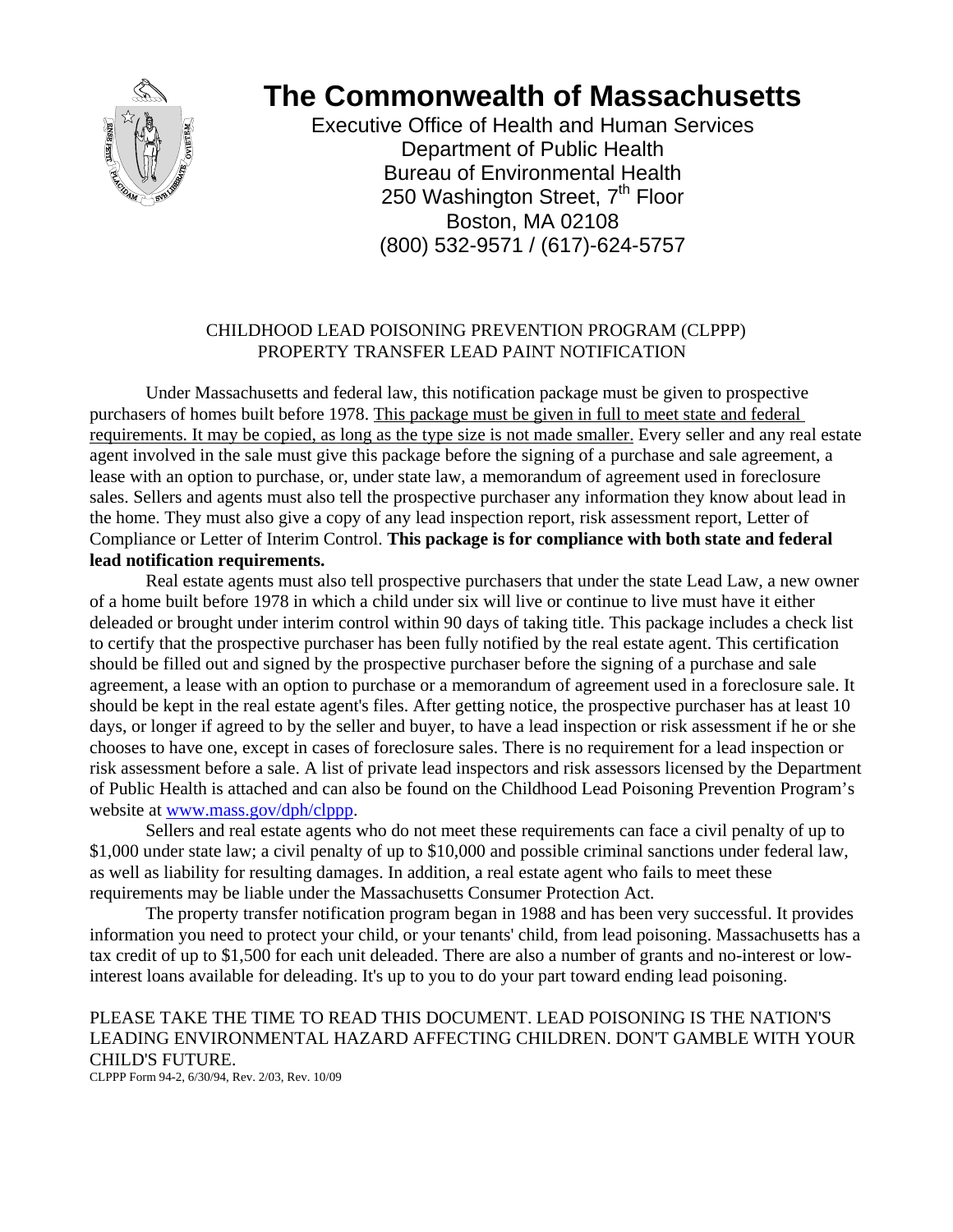# The Commonwealth of Massachusetts

Executive Office of Health and Human Services
Department of Public Health
Bureau of Environmental Health
250 Washington Street, 7th Floor
Boston, MA 02108
(800) 532-9571 / (617)-624-5757

## CHILDHOOD LEAD POISONING PREVENTION PROGRAM (CLPPP) PROPERTY TRANSFER LEAD PAINT NOTIFICATION

Under Massachusetts and federal law, this notification package must be given to prospective purchasers of homes built before 1978. This package must be given in full to meet state and federal requirements. It may be copied, as long as the type size is not made smaller. Every seller and any real estate agent involved in the sale must give this package before the signing of a purchase and sale agreement, a lease with an option to purchase, or, under state law, a memorandum of agreement used in foreclosure sales. Sellers and agents must also tell the prospective purchaser any information they know about lead in the home. They must also give a copy of any lead inspection report, risk assessment report, Letter of Compliance or Letter of Interim Control. **This package is for compliance with both state and federal lead notification requirements.**

Real estate agents must also tell prospective purchasers that under the state Lead Law, a new owner of a home built before 1978 in which a child under six will live or continue to live must have it either deleaded or brought under interim control within 90 days of taking title. This package includes a check list to certify that the prospective purchaser has been fully notified by the real estate agent. This certification should be filled out and signed by the prospective purchaser before the signing of a purchase and sale agreement, a lease with an option to purchase or a memorandum of agreement used in a foreclosure sale. It should be kept in the real estate agent's files. After getting notice, the prospective purchaser has at least 10 days, or longer if agreed to by the seller and buyer, to have a lead inspection or risk assessment if he or she chooses to have one, except in cases of foreclosure sales. There is no requirement for a lead inspection or risk assessment before a sale. A list of private lead inspectors and risk assessors licensed by the Department of Public Health is attached and can also be found on the Childhood Lead Poisoning Prevention Program's website at www.mass.gov/dph/clppp.

Sellers and real estate agents who do not meet these requirements can face a civil penalty of up to $1,000 under state law; a civil penalty of up to $10,000 and possible criminal sanctions under federal law, as well as liability for resulting damages. In addition, a real estate agent who fails to meet these requirements may be liable under the Massachusetts Consumer Protection Act.

The property transfer notification program began in 1988 and has been very successful. It provides information you need to protect your child, or your tenants' child, from lead poisoning. Massachusetts has a tax credit of up to $1,500 for each unit deleaded. There are also a number of grants and no-interest or low-interest loans available for deleading. It's up to you to do your part toward ending lead poisoning.

PLEASE TAKE THE TIME TO READ THIS DOCUMENT. LEAD POISONING IS THE NATION'S LEADING ENVIRONMENTAL HAZARD AFFECTING CHILDREN. DON'T GAMBLE WITH YOUR CHILD'S FUTURE.

CLPPP Form 94-2, 6/30/94, Rev. 2/03, Rev. 10/09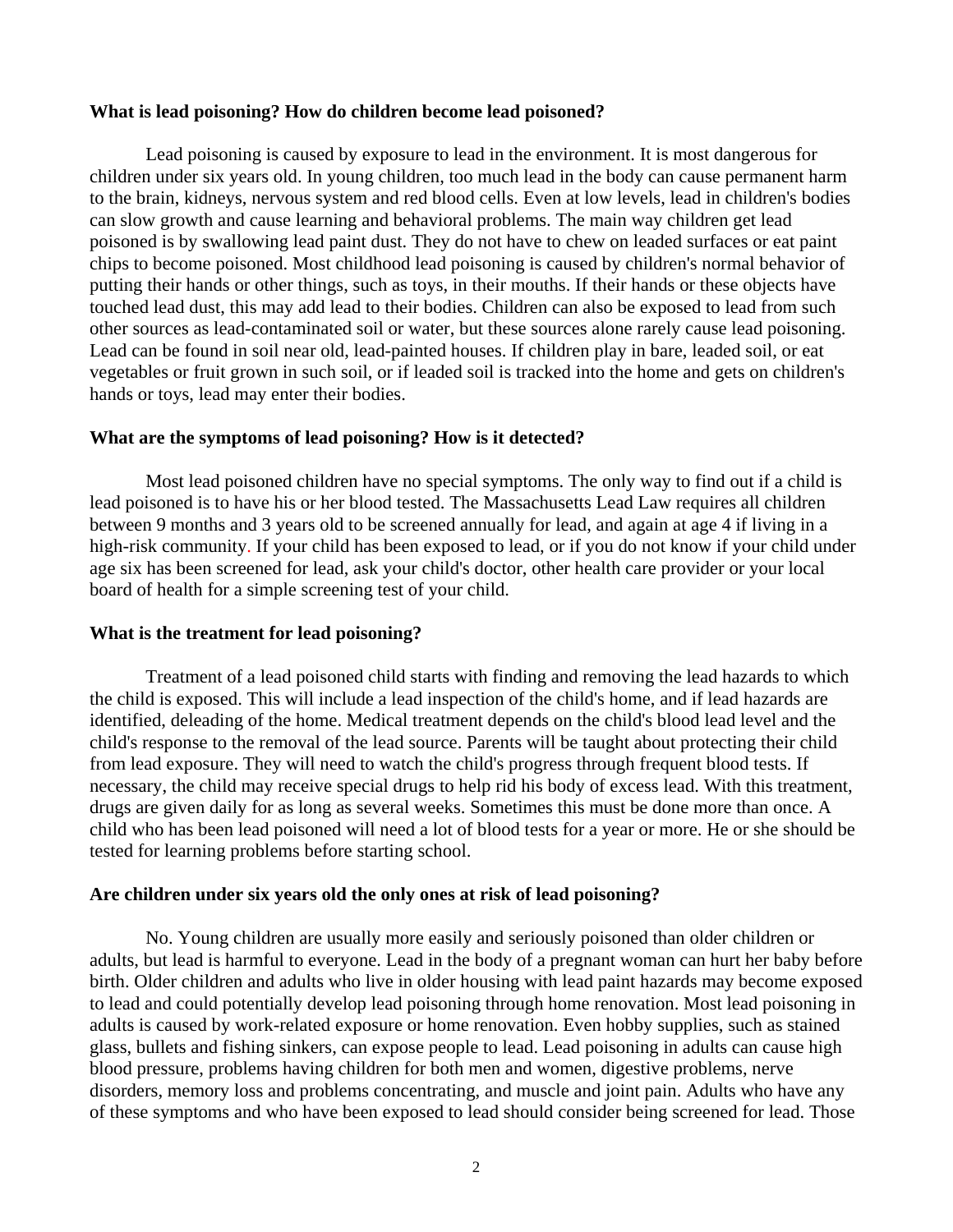**What is lead poisoning? How do children become lead poisoned?**

Lead poisoning is caused by exposure to lead in the environment. It is most dangerous for children under six years old. In young children, too much lead in the body can cause permanent harm to the brain, kidneys, nervous system and red blood cells. Even at low levels, lead in children's bodies can slow growth and cause learning and behavioral problems. The main way children get lead poisoned is by swallowing lead paint dust. They do not have to chew on leaded surfaces or eat paint chips to become poisoned. Most childhood lead poisoning is caused by children's normal behavior of putting their hands or other things, such as toys, in their mouths. If their hands or these objects have touched lead dust, this may add lead to their bodies. Children can also be exposed to lead from such other sources as lead-contaminated soil or water, but these sources alone rarely cause lead poisoning. Lead can be found in soil near old, lead-painted houses. If children play in bare, leaded soil, or eat vegetables or fruit grown in such soil, or if leaded soil is tracked into the home and gets on children's hands or toys, lead may enter their bodies.

**What are the symptoms of lead poisoning? How is it detected?**

Most lead poisoned children have no special symptoms. The only way to find out if a child is lead poisoned is to have his or her blood tested. The Massachusetts Lead Law requires all children between 9 months and 3 years old to be screened annually for lead, and again at age 4 if living in a high-risk community. If your child has been exposed to lead, or if you do not know if your child under age six has been screened for lead, ask your child's doctor, other health care provider or your local board of health for a simple screening test of your child.

**What is the treatment for lead poisoning?**

Treatment of a lead poisoned child starts with finding and removing the lead hazards to which the child is exposed. This will include a lead inspection of the child's home, and if lead hazards are identified, deleading of the home. Medical treatment depends on the child's blood lead level and the child's response to the removal of the lead source. Parents will be taught about protecting their child from lead exposure. They will need to watch the child's progress through frequent blood tests. If necessary, the child may receive special drugs to help rid his body of excess lead. With this treatment, drugs are given daily for as long as several weeks. Sometimes this must be done more than once. A child who has been lead poisoned will need a lot of blood tests for a year or more. He or she should be tested for learning problems before starting school.

**Are children under six years old the only ones at risk of lead poisoning?**

No. Young children are usually more easily and seriously poisoned than older children or adults, but lead is harmful to everyone. Lead in the body of a pregnant woman can hurt her baby before birth. Older children and adults who live in older housing with lead paint hazards may become exposed to lead and could potentially develop lead poisoning through home renovation. Most lead poisoning in adults is caused by work-related exposure or home renovation. Even hobby supplies, such as stained glass, bullets and fishing sinkers, can expose people to lead. Lead poisoning in adults can cause high blood pressure, problems having children for both men and women, digestive problems, nerve disorders, memory loss and problems concentrating, and muscle and joint pain. Adults who have any of these symptoms and who have been exposed to lead should consider being screened for lead. Those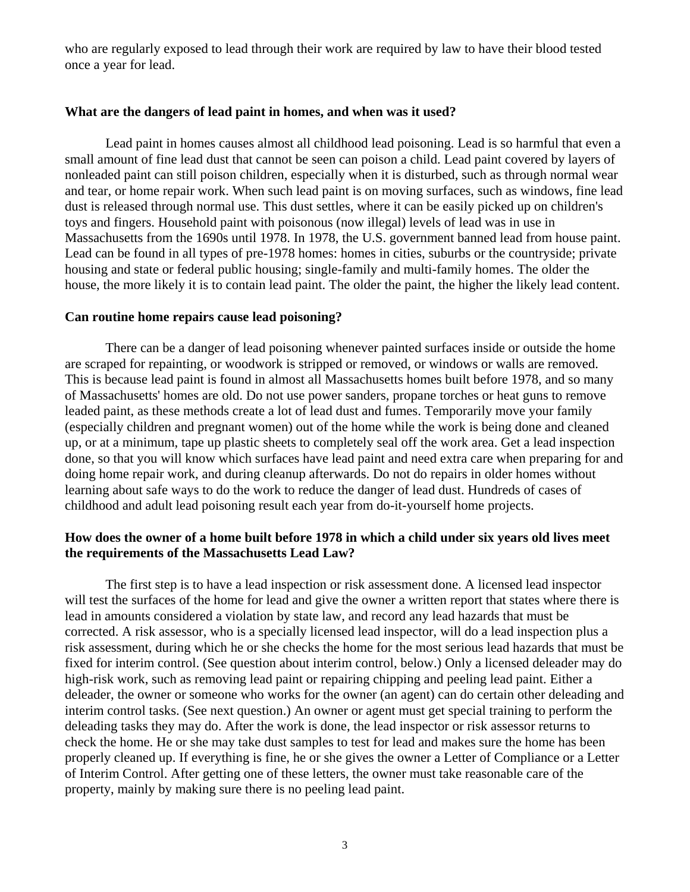who are regularly exposed to lead through their work are required by law to have their blood tested once a year for lead.

**What are the dangers of lead paint in homes, and when was it used?**

Lead paint in homes causes almost all childhood lead poisoning. Lead is so harmful that even a small amount of fine lead dust that cannot be seen can poison a child. Lead paint covered by layers of nonleaded paint can still poison children, especially when it is disturbed, such as through normal wear and tear, or home repair work. When such lead paint is on moving surfaces, such as windows, fine lead dust is released through normal use. This dust settles, where it can be easily picked up on children's toys and fingers. Household paint with poisonous (now illegal) levels of lead was in use in Massachusetts from the 1690s until 1978. In 1978, the U.S. government banned lead from house paint. Lead can be found in all types of pre-1978 homes: homes in cities, suburbs or the countryside; private housing and state or federal public housing; single-family and multi-family homes. The older the house, the more likely it is to contain lead paint. The older the paint, the higher the likely lead content.

**Can routine home repairs cause lead poisoning?**

There can be a danger of lead poisoning whenever painted surfaces inside or outside the home are scraped for repainting, or woodwork is stripped or removed, or windows or walls are removed. This is because lead paint is found in almost all Massachusetts homes built before 1978, and so many of Massachusetts' homes are old. Do not use power sanders, propane torches or heat guns to remove leaded paint, as these methods create a lot of lead dust and fumes. Temporarily move your family (especially children and pregnant women) out of the home while the work is being done and cleaned up, or at a minimum, tape up plastic sheets to completely seal off the work area. Get a lead inspection done, so that you will know which surfaces have lead paint and need extra care when preparing for and doing home repair work, and during cleanup afterwards. Do not do repairs in older homes without learning about safe ways to do the work to reduce the danger of lead dust. Hundreds of cases of childhood and adult lead poisoning result each year from do-it-yourself home projects.

**How does the owner of a home built before 1978 in which a child under six years old lives meet the requirements of the Massachusetts Lead Law?**

The first step is to have a lead inspection or risk assessment done. A licensed lead inspector will test the surfaces of the home for lead and give the owner a written report that states where there is lead in amounts considered a violation by state law, and record any lead hazards that must be corrected. A risk assessor, who is a specially licensed lead inspector, will do a lead inspection plus a risk assessment, during which he or she checks the home for the most serious lead hazards that must be fixed for interim control. (See question about interim control, below.) Only a licensed deleader may do high-risk work, such as removing lead paint or repairing chipping and peeling lead paint. Either a deleader, the owner or someone who works for the owner (an agent) can do certain other deleading and interim control tasks. (See next question.) An owner or agent must get special training to perform the deleading tasks they may do. After the work is done, the lead inspector or risk assessor returns to check the home. He or she may take dust samples to test for lead and makes sure the home has been properly cleaned up. If everything is fine, he or she gives the owner a Letter of Compliance or a Letter of Interim Control. After getting one of these letters, the owner must take reasonable care of the property, mainly by making sure there is no peeling lead paint.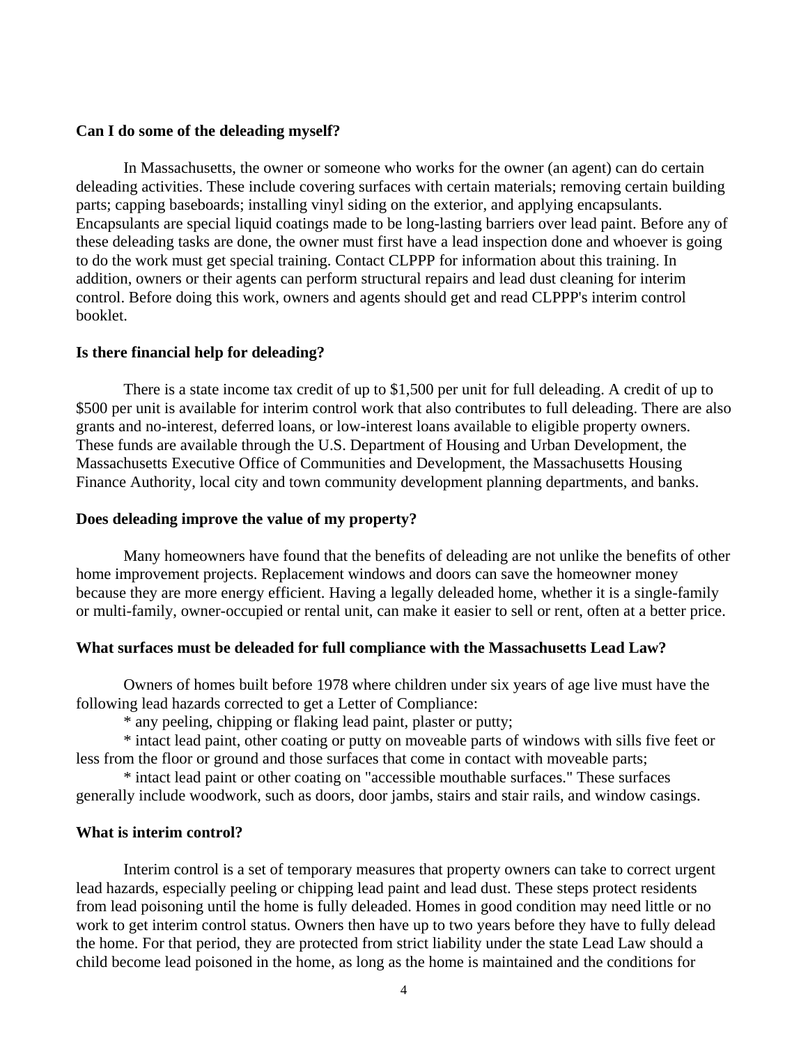**Can I do some of the deleading myself?**

In Massachusetts, the owner or someone who works for the owner (an agent) can do certain deleading activities. These include covering surfaces with certain materials; removing certain building parts; capping baseboards; installing vinyl siding on the exterior, and applying encapsulants. Encapsulants are special liquid coatings made to be long-lasting barriers over lead paint. Before any of these deleading tasks are done, the owner must first have a lead inspection done and whoever is going to do the work must get special training. Contact CLPPP for information about this training. In addition, owners or their agents can perform structural repairs and lead dust cleaning for interim control. Before doing this work, owners and agents should get and read CLPPP's interim control booklet.

**Is there financial help for deleading?**

There is a state income tax credit of up to $1,500 per unit for full deleading. A credit of up to $500 per unit is available for interim control work that also contributes to full deleading. There are also grants and no-interest, deferred loans, or low-interest loans available to eligible property owners. These funds are available through the U.S. Department of Housing and Urban Development, the Massachusetts Executive Office of Communities and Development, the Massachusetts Housing Finance Authority, local city and town community development planning departments, and banks.

**Does deleading improve the value of my property?**

Many homeowners have found that the benefits of deleading are not unlike the benefits of other home improvement projects. Replacement windows and doors can save the homeowner money because they are more energy efficient. Having a legally deleaded home, whether it is a single-family or multi-family, owner-occupied or rental unit, can make it easier to sell or rent, often at a better price.

**What surfaces must be deleaded for full compliance with the Massachusetts Lead Law?**

Owners of homes built before 1978 where children under six years of age live must have the following lead hazards corrected to get a Letter of Compliance:

* any peeling, chipping or flaking lead paint, plaster or putty;
* intact lead paint, other coating or putty on moveable parts of windows with sills five feet or less from the floor or ground and those surfaces that come in contact with moveable parts;
* intact lead paint or other coating on "accessible mouthable surfaces." These surfaces generally include woodwork, such as doors, door jambs, stairs and stair rails, and window casings.

**What is interim control?**

Interim control is a set of temporary measures that property owners can take to correct urgent lead hazards, especially peeling or chipping lead paint and lead dust. These steps protect residents from lead poisoning until the home is fully deleaded. Homes in good condition may need little or no work to get interim control status. Owners then have up to two years before they have to fully delead the home. For that period, they are protected from strict liability under the state Lead Law should a child become lead poisoned in the home, as long as the home is maintained and the conditions for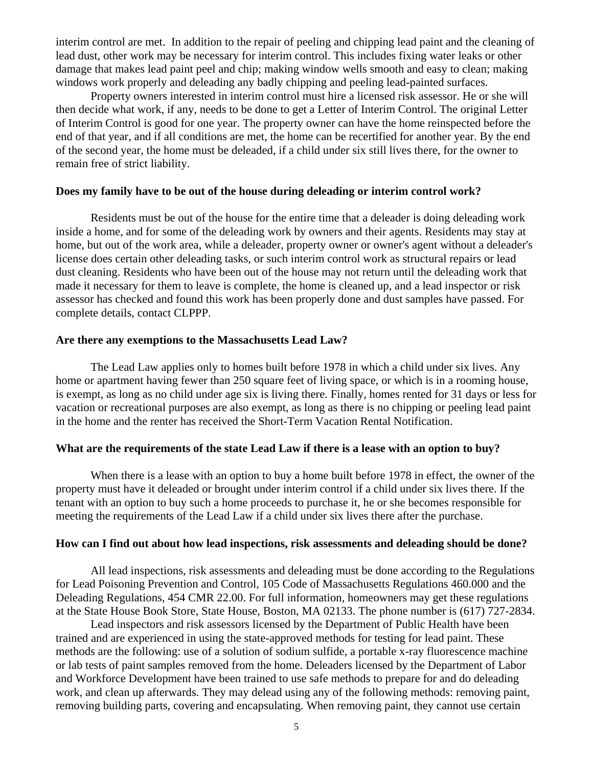interim control are met. In addition to the repair of peeling and chipping lead paint and the cleaning of lead dust, other work may be necessary for interim control. This includes fixing water leaks or other damage that makes lead paint peel and chip; making window wells smooth and easy to clean; making windows work properly and deleading any badly chipping and peeling lead-painted surfaces.

Property owners interested in interim control must hire a licensed risk assessor. He or she will then decide what work, if any, needs to be done to get a Letter of Interim Control. The original Letter of Interim Control is good for one year. The property owner can have the home reinspected before the end of that year, and if all conditions are met, the home can be recertified for another year. By the end of the second year, the home must be deleaded, if a child under six still lives there, for the owner to remain free of strict liability.

**Does my family have to be out of the house during deleading or interim control work?**

Residents must be out of the house for the entire time that a deleader is doing deleading work inside a home, and for some of the deleading work by owners and their agents. Residents may stay at home, but out of the work area, while a deleader, property owner or owner's agent without a deleader's license does certain other deleading tasks, or such interim control work as structural repairs or lead dust cleaning. Residents who have been out of the house may not return until the deleading work that made it necessary for them to leave is complete, the home is cleaned up, and a lead inspector or risk assessor has checked and found this work has been properly done and dust samples have passed. For complete details, contact CLPPP.

**Are there any exemptions to the Massachusetts Lead Law?**

The Lead Law applies only to homes built before 1978 in which a child under six lives. Any home or apartment having fewer than 250 square feet of living space, or which is in a rooming house, is exempt, as long as no child under age six is living there. Finally, homes rented for 31 days or less for vacation or recreational purposes are also exempt, as long as there is no chipping or peeling lead paint in the home and the renter has received the Short-Term Vacation Rental Notification.

**What are the requirements of the state Lead Law if there is a lease with an option to buy?**

When there is a lease with an option to buy a home built before 1978 in effect, the owner of the property must have it deleaded or brought under interim control if a child under six lives there. If the tenant with an option to buy such a home proceeds to purchase it, he or she becomes responsible for meeting the requirements of the Lead Law if a child under six lives there after the purchase.

**How can I find out about how lead inspections, risk assessments and deleading should be done?**

All lead inspections, risk assessments and deleading must be done according to the Regulations for Lead Poisoning Prevention and Control, 105 Code of Massachusetts Regulations 460.000 and the Deleading Regulations, 454 CMR 22.00. For full information, homeowners may get these regulations at the State House Book Store, State House, Boston, MA 02133. The phone number is (617) 727-2834.

Lead inspectors and risk assessors licensed by the Department of Public Health have been trained and are experienced in using the state-approved methods for testing for lead paint. These methods are the following: use of a solution of sodium sulfide, a portable x-ray fluorescence machine or lab tests of paint samples removed from the home. Deleaders licensed by the Department of Labor and Workforce Development have been trained to use safe methods to prepare for and do deleading work, and clean up afterwards. They may delead using any of the following methods: removing paint, removing building parts, covering and encapsulating. When removing paint, they cannot use certain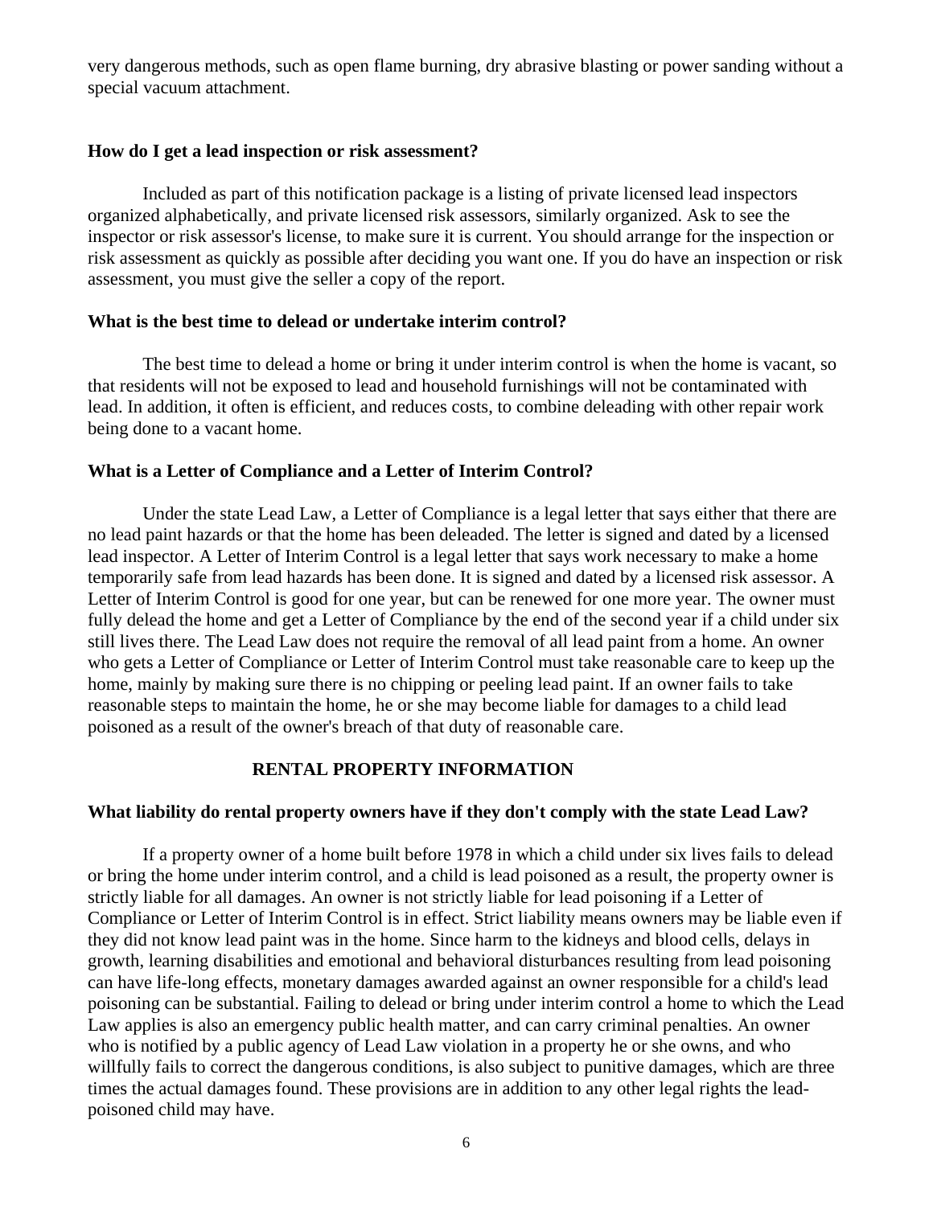very dangerous methods, such as open flame burning, dry abrasive blasting or power sanding without a special vacuum attachment.

**How do I get a lead inspection or risk assessment?**

Included as part of this notification package is a listing of private licensed lead inspectors organized alphabetically, and private licensed risk assessors, similarly organized. Ask to see the inspector or risk assessor's license, to make sure it is current. You should arrange for the inspection or risk assessment as quickly as possible after deciding you want one. If you do have an inspection or risk assessment, you must give the seller a copy of the report.

**What is the best time to delead or undertake interim control?**

The best time to delead a home or bring it under interim control is when the home is vacant, so that residents will not be exposed to lead and household furnishings will not be contaminated with lead. In addition, it often is efficient, and reduces costs, to combine deleading with other repair work being done to a vacant home.

**What is a Letter of Compliance and a Letter of Interim Control?**

Under the state Lead Law, a Letter of Compliance is a legal letter that says either that there are no lead paint hazards or that the home has been deleaded. The letter is signed and dated by a licensed lead inspector. A Letter of Interim Control is a legal letter that says work necessary to make a home temporarily safe from lead hazards has been done. It is signed and dated by a licensed risk assessor. A Letter of Interim Control is good for one year, but can be renewed for one more year. The owner must fully delead the home and get a Letter of Compliance by the end of the second year if a child under six still lives there. The Lead Law does not require the removal of all lead paint from a home. An owner who gets a Letter of Compliance or Letter of Interim Control must take reasonable care to keep up the home, mainly by making sure there is no chipping or peeling lead paint. If an owner fails to take reasonable steps to maintain the home, he or she may become liable for damages to a child lead poisoned as a result of the owner's breach of that duty of reasonable care.

## RENTAL PROPERTY INFORMATION

**What liability do rental property owners have if they don't comply with the state Lead Law?**

If a property owner of a home built before 1978 in which a child under six lives fails to delead or bring the home under interim control, and a child is lead poisoned as a result, the property owner is strictly liable for all damages. An owner is not strictly liable for lead poisoning if a Letter of Compliance or Letter of Interim Control is in effect. Strict liability means owners may be liable even if they did not know lead paint was in the home. Since harm to the kidneys and blood cells, delays in growth, learning disabilities and emotional and behavioral disturbances resulting from lead poisoning can have life-long effects, monetary damages awarded against an owner responsible for a child's lead poisoning can be substantial. Failing to delead or bring under interim control a home to which the Lead Law applies is also an emergency public health matter, and can carry criminal penalties. An owner who is notified by a public agency of Lead Law violation in a property he or she owns, and who willfully fails to correct the dangerous conditions, is also subject to punitive damages, which are three times the actual damages found. These provisions are in addition to any other legal rights the lead-poisoned child may have.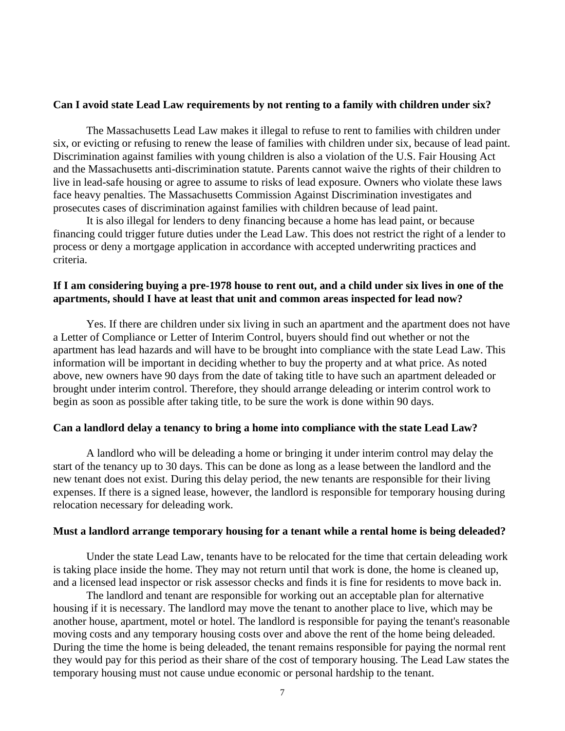**Can I avoid state Lead Law requirements by not renting to a family with children under six?**

The Massachusetts Lead Law makes it illegal to refuse to rent to families with children under six, or evicting or refusing to renew the lease of families with children under six, because of lead paint. Discrimination against families with young children is also a violation of the U.S. Fair Housing Act and the Massachusetts anti-discrimination statute. Parents cannot waive the rights of their children to live in lead-safe housing or agree to assume to risks of lead exposure. Owners who violate these laws face heavy penalties. The Massachusetts Commission Against Discrimination investigates and prosecutes cases of discrimination against families with children because of lead paint.

It is also illegal for lenders to deny financing because a home has lead paint, or because financing could trigger future duties under the Lead Law. This does not restrict the right of a lender to process or deny a mortgage application in accordance with accepted underwriting practices and criteria.

**If I am considering buying a pre-1978 house to rent out, and a child under six lives in one of the apartments, should I have at least that unit and common areas inspected for lead now?**

Yes. If there are children under six living in such an apartment and the apartment does not have a Letter of Compliance or Letter of Interim Control, buyers should find out whether or not the apartment has lead hazards and will have to be brought into compliance with the state Lead Law. This information will be important in deciding whether to buy the property and at what price. As noted above, new owners have 90 days from the date of taking title to have such an apartment deleaded or brought under interim control. Therefore, they should arrange deleading or interim control work to begin as soon as possible after taking title, to be sure the work is done within 90 days.

**Can a landlord delay a tenancy to bring a home into compliance with the state Lead Law?**

A landlord who will be deleading a home or bringing it under interim control may delay the start of the tenancy up to 30 days. This can be done as long as a lease between the landlord and the new tenant does not exist. During this delay period, the new tenants are responsible for their living expenses. If there is a signed lease, however, the landlord is responsible for temporary housing during relocation necessary for deleading work.

**Must a landlord arrange temporary housing for a tenant while a rental home is being deleaded?**

Under the state Lead Law, tenants have to be relocated for the time that certain deleading work is taking place inside the home. They may not return until that work is done, the home is cleaned up, and a licensed lead inspector or risk assessor checks and finds it is fine for residents to move back in.

The landlord and tenant are responsible for working out an acceptable plan for alternative housing if it is necessary. The landlord may move the tenant to another place to live, which may be another house, apartment, motel or hotel. The landlord is responsible for paying the tenant's reasonable moving costs and any temporary housing costs over and above the rent of the home being deleaded. During the time the home is being deleaded, the tenant remains responsible for paying the normal rent they would pay for this period as their share of the cost of temporary housing. The Lead Law states the temporary housing must not cause undue economic or personal hardship to the tenant.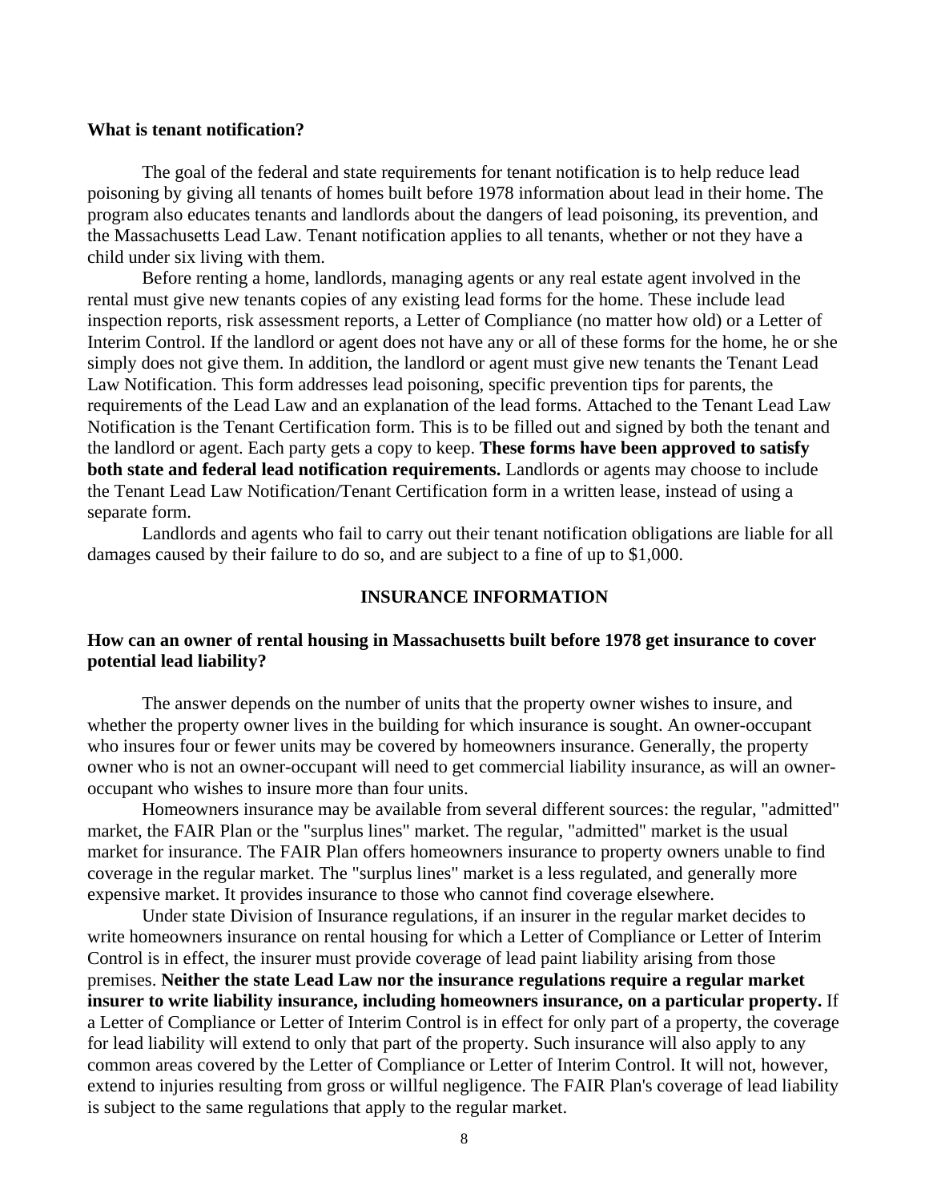**What is tenant notification?**

The goal of the federal and state requirements for tenant notification is to help reduce lead poisoning by giving all tenants of homes built before 1978 information about lead in their home. The program also educates tenants and landlords about the dangers of lead poisoning, its prevention, and the Massachusetts Lead Law. Tenant notification applies to all tenants, whether or not they have a child under six living with them.

Before renting a home, landlords, managing agents or any real estate agent involved in the rental must give new tenants copies of any existing lead forms for the home. These include lead inspection reports, risk assessment reports, a Letter of Compliance (no matter how old) or a Letter of Interim Control. If the landlord or agent does not have any or all of these forms for the home, he or she simply does not give them. In addition, the landlord or agent must give new tenants the Tenant Lead Law Notification. This form addresses lead poisoning, specific prevention tips for parents, the requirements of the Lead Law and an explanation of the lead forms. Attached to the Tenant Lead Law Notification is the Tenant Certification form. This is to be filled out and signed by both the tenant and the landlord or agent. Each party gets a copy to keep. **These forms have been approved to satisfy both state and federal lead notification requirements.** Landlords or agents may choose to include the Tenant Lead Law Notification/Tenant Certification form in a written lease, instead of using a separate form.

Landlords and agents who fail to carry out their tenant notification obligations are liable for all damages caused by their failure to do so, and are subject to a fine of up to $1,000.

## INSURANCE INFORMATION

**How can an owner of rental housing in Massachusetts built before 1978 get insurance to cover potential lead liability?**

The answer depends on the number of units that the property owner wishes to insure, and whether the property owner lives in the building for which insurance is sought. An owner-occupant who insures four or fewer units may be covered by homeowners insurance. Generally, the property owner who is not an owner-occupant will need to get commercial liability insurance, as will an owner-occupant who wishes to insure more than four units.

Homeowners insurance may be available from several different sources: the regular, "admitted" market, the FAIR Plan or the "surplus lines" market. The regular, "admitted" market is the usual market for insurance. The FAIR Plan offers homeowners insurance to property owners unable to find coverage in the regular market. The "surplus lines" market is a less regulated, and generally more expensive market. It provides insurance to those who cannot find coverage elsewhere.

Under state Division of Insurance regulations, if an insurer in the regular market decides to write homeowners insurance on rental housing for which a Letter of Compliance or Letter of Interim Control is in effect, the insurer must provide coverage of lead paint liability arising from those premises. **Neither the state Lead Law nor the insurance regulations require a regular market insurer to write liability insurance, including homeowners insurance, on a particular property.** If a Letter of Compliance or Letter of Interim Control is in effect for only part of a property, the coverage for lead liability will extend to only that part of the property. Such insurance will also apply to any common areas covered by the Letter of Compliance or Letter of Interim Control. It will not, however, extend to injuries resulting from gross or willful negligence. The FAIR Plan's coverage of lead liability is subject to the same regulations that apply to the regular market.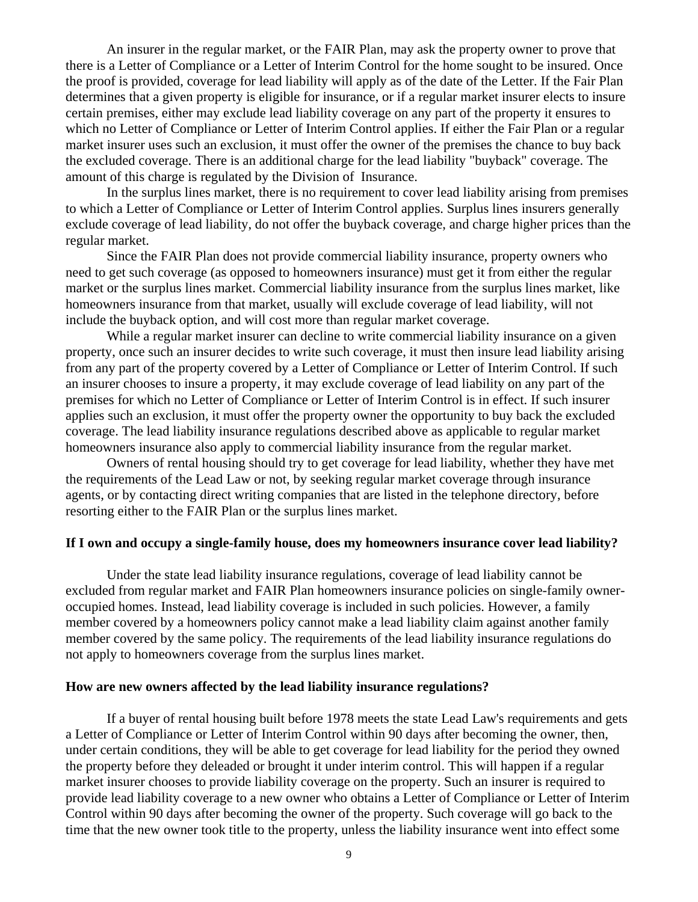An insurer in the regular market, or the FAIR Plan, may ask the property owner to prove that there is a Letter of Compliance or a Letter of Interim Control for the home sought to be insured. Once the proof is provided, coverage for lead liability will apply as of the date of the Letter. If the Fair Plan determines that a given property is eligible for insurance, or if a regular market insurer elects to insure certain premises, either may exclude lead liability coverage on any part of the property it ensures to which no Letter of Compliance or Letter of Interim Control applies. If either the Fair Plan or a regular market insurer uses such an exclusion, it must offer the owner of the premises the chance to buy back the excluded coverage. There is an additional charge for the lead liability "buyback" coverage. The amount of this charge is regulated by the Division of Insurance.

In the surplus lines market, there is no requirement to cover lead liability arising from premises to which a Letter of Compliance or Letter of Interim Control applies. Surplus lines insurers generally exclude coverage of lead liability, do not offer the buyback coverage, and charge higher prices than the regular market.

Since the FAIR Plan does not provide commercial liability insurance, property owners who need to get such coverage (as opposed to homeowners insurance) must get it from either the regular market or the surplus lines market. Commercial liability insurance from the surplus lines market, like homeowners insurance from that market, usually will exclude coverage of lead liability, will not include the buyback option, and will cost more than regular market coverage.

While a regular market insurer can decline to write commercial liability insurance on a given property, once such an insurer decides to write such coverage, it must then insure lead liability arising from any part of the property covered by a Letter of Compliance or Letter of Interim Control. If such an insurer chooses to insure a property, it may exclude coverage of lead liability on any part of the premises for which no Letter of Compliance or Letter of Interim Control is in effect. If such insurer applies such an exclusion, it must offer the property owner the opportunity to buy back the excluded coverage. The lead liability insurance regulations described above as applicable to regular market homeowners insurance also apply to commercial liability insurance from the regular market.

Owners of rental housing should try to get coverage for lead liability, whether they have met the requirements of the Lead Law or not, by seeking regular market coverage through insurance agents, or by contacting direct writing companies that are listed in the telephone directory, before resorting either to the FAIR Plan or the surplus lines market.

**If I own and occupy a single-family house, does my homeowners insurance cover lead liability?**

Under the state lead liability insurance regulations, coverage of lead liability cannot be excluded from regular market and FAIR Plan homeowners insurance policies on single-family owner-occupied homes. Instead, lead liability coverage is included in such policies. However, a family member covered by a homeowners policy cannot make a lead liability claim against another family member covered by the same policy. The requirements of the lead liability insurance regulations do not apply to homeowners coverage from the surplus lines market.

**How are new owners affected by the lead liability insurance regulations?**

If a buyer of rental housing built before 1978 meets the state Lead Law's requirements and gets a Letter of Compliance or Letter of Interim Control within 90 days after becoming the owner, then, under certain conditions, they will be able to get coverage for lead liability for the period they owned the property before they deleaded or brought it under interim control. This will happen if a regular market insurer chooses to provide liability coverage on the property. Such an insurer is required to provide lead liability coverage to a new owner who obtains a Letter of Compliance or Letter of Interim Control within 90 days after becoming the owner of the property. Such coverage will go back to the time that the new owner took title to the property, unless the liability insurance went into effect some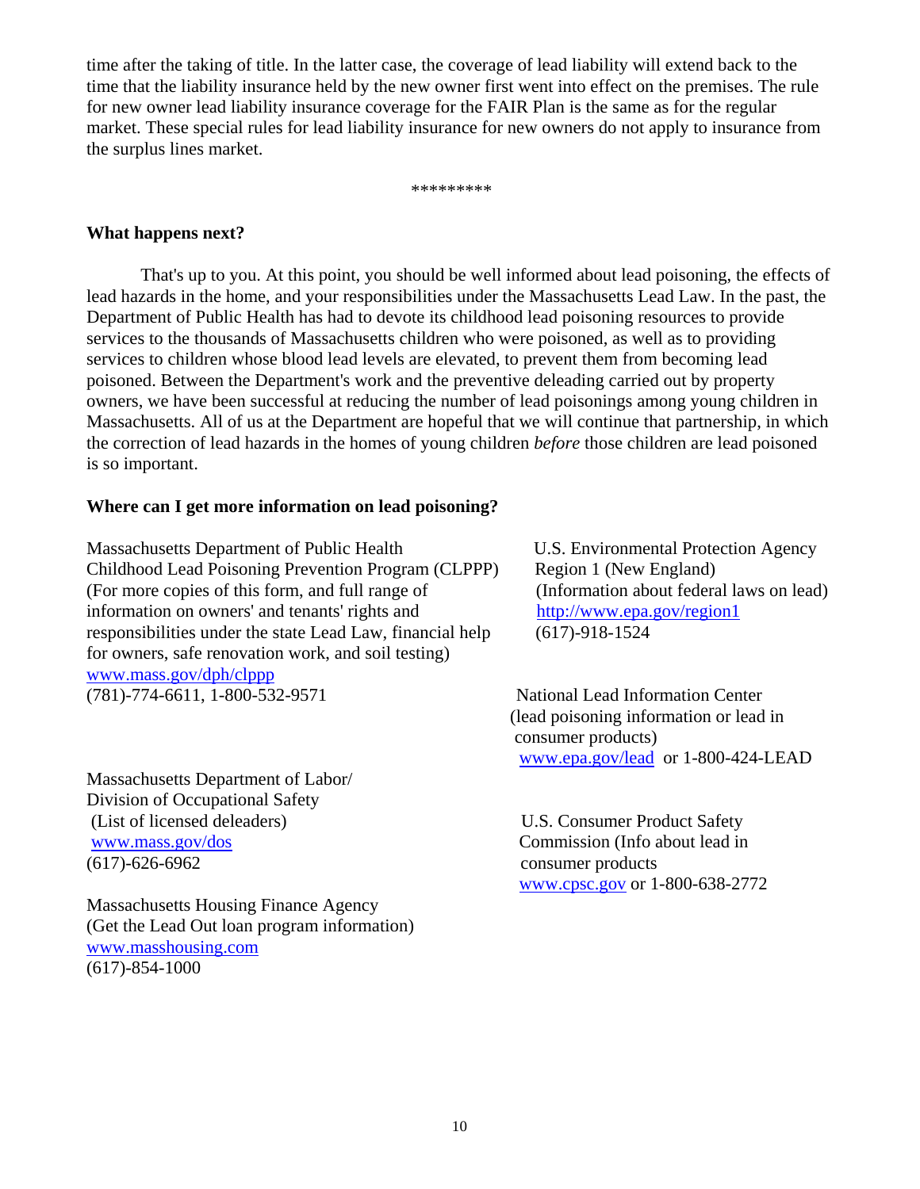time after the taking of title. In the latter case, the coverage of lead liability will extend back to the time that the liability insurance held by the new owner first went into effect on the premises. The rule for new owner lead liability insurance coverage for the FAIR Plan is the same as for the regular market. These special rules for lead liability insurance for new owners do not apply to insurance from the surplus lines market.

*********

**What happens next?**

That's up to you. At this point, you should be well informed about lead poisoning, the effects of lead hazards in the home, and your responsibilities under the Massachusetts Lead Law. In the past, the Department of Public Health has had to devote its childhood lead poisoning resources to provide services to the thousands of Massachusetts children who were poisoned, as well as to providing services to children whose blood lead levels are elevated, to prevent them from becoming lead poisoned. Between the Department's work and the preventive deleading carried out by property owners, we have been successful at reducing the number of lead poisonings among young children in Massachusetts. All of us at the Department are hopeful that we will continue that partnership, in which the correction of lead hazards in the homes of young children *before* those children are lead poisoned is so important.

**Where can I get more information on lead poisoning?**

Massachusetts Department of Public Health
Childhood Lead Poisoning Prevention Program (CLPPP)
(For more copies of this form, and full range of information on owners' and tenants' rights and responsibilities under the state Lead Law, financial help for owners, safe renovation work, and soil testing)
www.mass.gov/dph/clppp
(781)-774-6611, 1-800-532-9571

Massachusetts Department of Labor/
Division of Occupational Safety
(List of licensed deleaders)
www.mass.gov/dos
(617)-626-6962

Massachusetts Housing Finance Agency
(Get the Lead Out loan program information)
www.masshousing.com
(617)-854-1000

U.S. Environmental Protection Agency
Region 1 (New England)
(Information about federal laws on lead)
http://www.epa.gov/region1
(617)-918-1524

National Lead Information Center
(lead poisoning information or lead in consumer products)
www.epa.gov/lead or 1-800-424-LEAD

U.S. Consumer Product Safety Commission (Info about lead in consumer products
www.cpsc.gov or 1-800-638-2772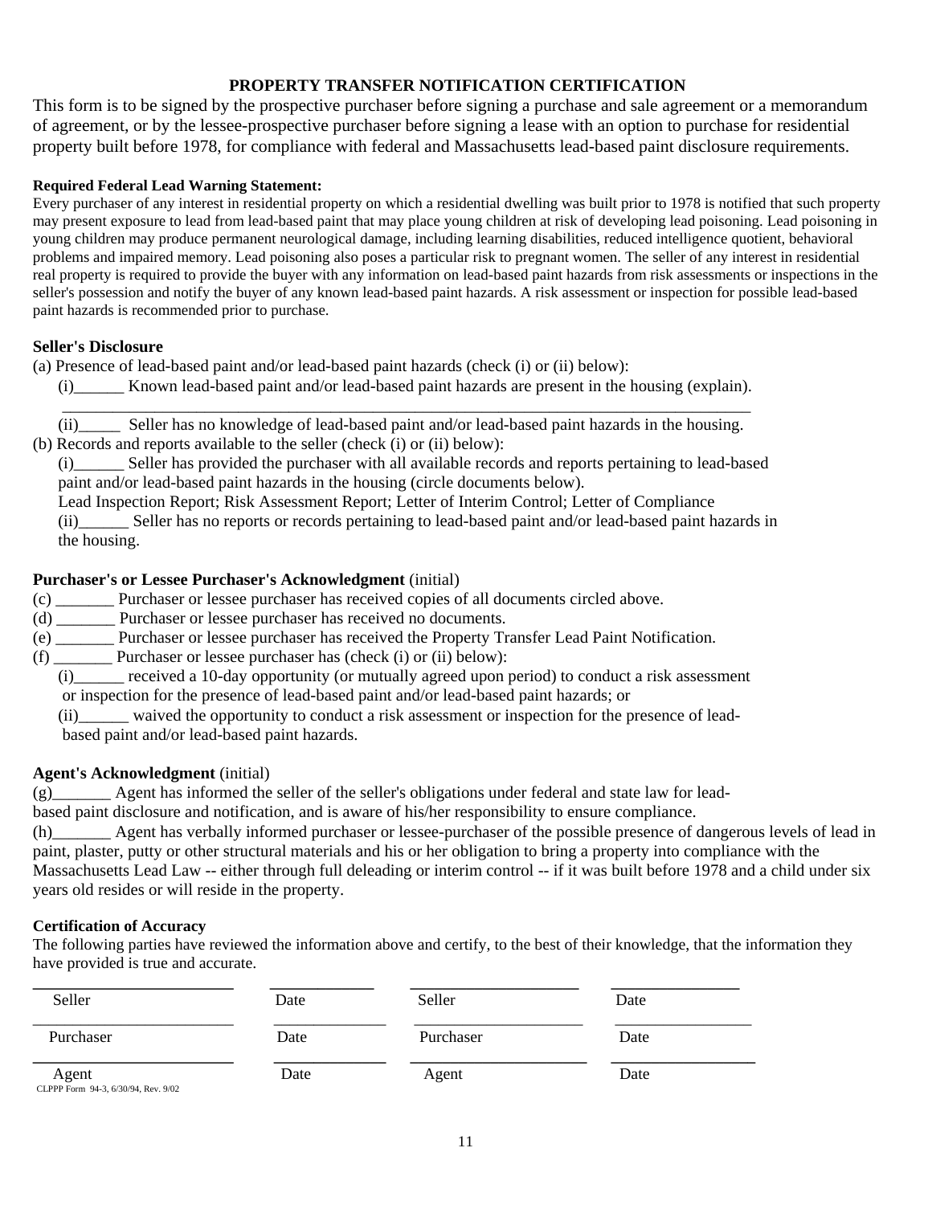**PROPERTY TRANSFER NOTIFICATION CERTIFICATION**

This form is to be signed by the prospective purchaser before signing a purchase and sale agreement or a memorandum of agreement, or by the lessee-prospective purchaser before signing a lease with an option to purchase for residential property built before 1978, for compliance with federal and Massachusetts lead-based paint disclosure requirements.

**Required Federal Lead Warning Statement:**

Every purchaser of any interest in residential property on which a residential dwelling was built prior to 1978 is notified that such property may present exposure to lead from lead-based paint that may place young children at risk of developing lead poisoning. Lead poisoning in young children may produce permanent neurological damage, including learning disabilities, reduced intelligence quotient, behavioral problems and impaired memory. Lead poisoning also poses a particular risk to pregnant women. The seller of any interest in residential real property is required to provide the buyer with any information on lead-based paint hazards from risk assessments or inspections in the seller's possession and notify the buyer of any known lead-based paint hazards. A risk assessment or inspection for possible lead-based paint hazards is recommended prior to purchase.

**Seller's Disclosure**

(a) Presence of lead-based paint and/or lead-based paint hazards (check (i) or (ii) below):

(i)______ Known lead-based paint and/or lead-based paint hazards are present in the housing (explain).

_______________________________________________________________________________________

(ii)_____ Seller has no knowledge of lead-based paint and/or lead-based paint hazards in the housing.

(b) Records and reports available to the seller (check (i) or (ii) below):

(i)______ Seller has provided the purchaser with all available records and reports pertaining to lead-based paint and/or lead-based paint hazards in the housing (circle documents below).

Lead Inspection Report; Risk Assessment Report; Letter of Interim Control; Letter of Compliance

(ii)______ Seller has no reports or records pertaining to lead-based paint and/or lead-based paint hazards in the housing.

**Purchaser's or Lessee Purchaser's Acknowledgment** (initial)

(c) _______ Purchaser or lessee purchaser has received copies of all documents circled above.

(d) _______ Purchaser or lessee purchaser has received no documents.

(e) _______ Purchaser or lessee purchaser has received the Property Transfer Lead Paint Notification.

(f) _______ Purchaser or lessee purchaser has (check (i) or (ii) below):

(i)______ received a 10-day opportunity (or mutually agreed upon period) to conduct a risk assessment or inspection for the presence of lead-based paint and/or lead-based paint hazards; or

(ii)______ waived the opportunity to conduct a risk assessment or inspection for the presence of lead-based paint and/or lead-based paint hazards.

**Agent's Acknowledgment** (initial)

(g)_______ Agent has informed the seller of the seller's obligations under federal and state law for lead-based paint disclosure and notification, and is aware of his/her responsibility to ensure compliance.

(h)_______ Agent has verbally informed purchaser or lessee-purchaser of the possible presence of dangerous levels of lead in paint, plaster, putty or other structural materials and his or her obligation to bring a property into compliance with the Massachusetts Lead Law -- either through full deleading or interim control -- if it was built before 1978 and a child under six years old resides or will reside in the property.

**Certification of Accuracy**

The following parties have reviewed the information above and certify, to the best of their knowledge, that the information they have provided is true and accurate.

| | | | |
|---|---|---|---|
| ______________________ | ____________ | ____________________ | ______________ |
| Seller | Date | Seller | Date |
| ______________________ | ____________ | ____________________ | ______________ |
| Purchaser | Date | Purchaser | Date |
| ______________________ | ____________ | ____________________ | ______________ |
| Agent | Date | Agent | Date |

CLPPP Form 94-3, 6/30/94, Rev. 9/02